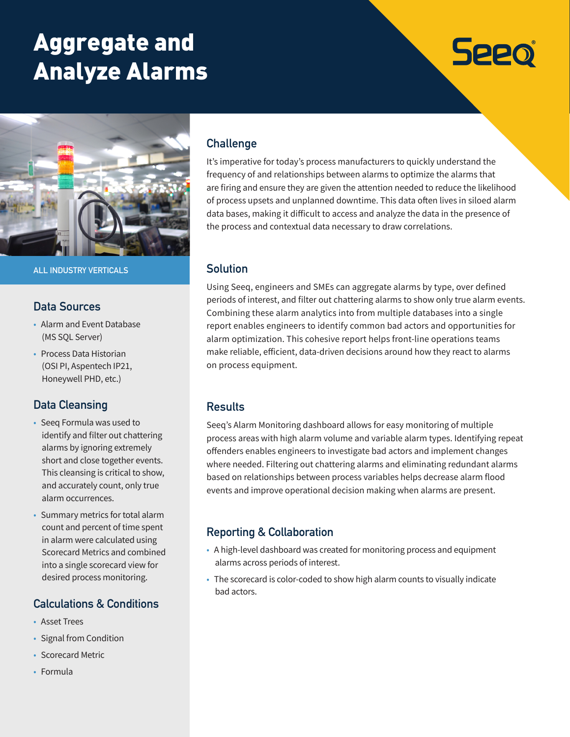# Aggregate and Analyze Alarms

Seeq

ALL INDUSTRY VERTICALS

## Data Sources

- Alarm and Event Database (MS SQL Server)
- Process Data Historian (OSI PI, Aspentech IP21, Honeywell PHD, etc.)

## Data Cleansing

- Seeq Formula was used to identify and filter out chattering alarms by ignoring extremely short and close together events. This cleansing is critical to show, and accurately count, only true alarm occurrences.
- Summary metrics for total alarm count and percent of time spent in alarm were calculated using Scorecard Metrics and combined into a single scorecard view for desired process monitoring.

## Calculations & Conditions

- Asset Trees
- Signal from Condition
- Scorecard Metric
- Formula

## Challenge

It's imperative for today's process manufacturers to quickly understand the frequency of and relationships between alarms to optimize the alarms that are firing and ensure they are given the attention needed to reduce the likelihood of process upsets and unplanned downtime. This data often lives in siloed alarm data bases, making it difficult to access and analyze the data in the presence of the process and contextual data necessary to draw correlations.

## Solution

Using Seeq, engineers and SMEs can aggregate alarms by type, over defined periods of interest, and filter out chattering alarms to show only true alarm events. Combining these alarm analytics into from multiple databases into a single report enables engineers to identify common bad actors and opportunities for alarm optimization. This cohesive report helps front-line operations teams make reliable, efficient, data-driven decisions around how they react to alarms on process equipment.

## Results

Seeq's Alarm Monitoring dashboard allows for easy monitoring of multiple process areas with high alarm volume and variable alarm types. Identifying repeat offenders enables engineers to investigate bad actors and implement changes where needed. Filtering out chattering alarms and eliminating redundant alarms based on relationships between process variables helps decrease alarm flood events and improve operational decision making when alarms are present.

## Reporting & Collaboration

- A high-level dashboard was created for monitoring process and equipment alarms across periods of interest.
- The scorecard is color-coded to show high alarm counts to visually indicate bad actors.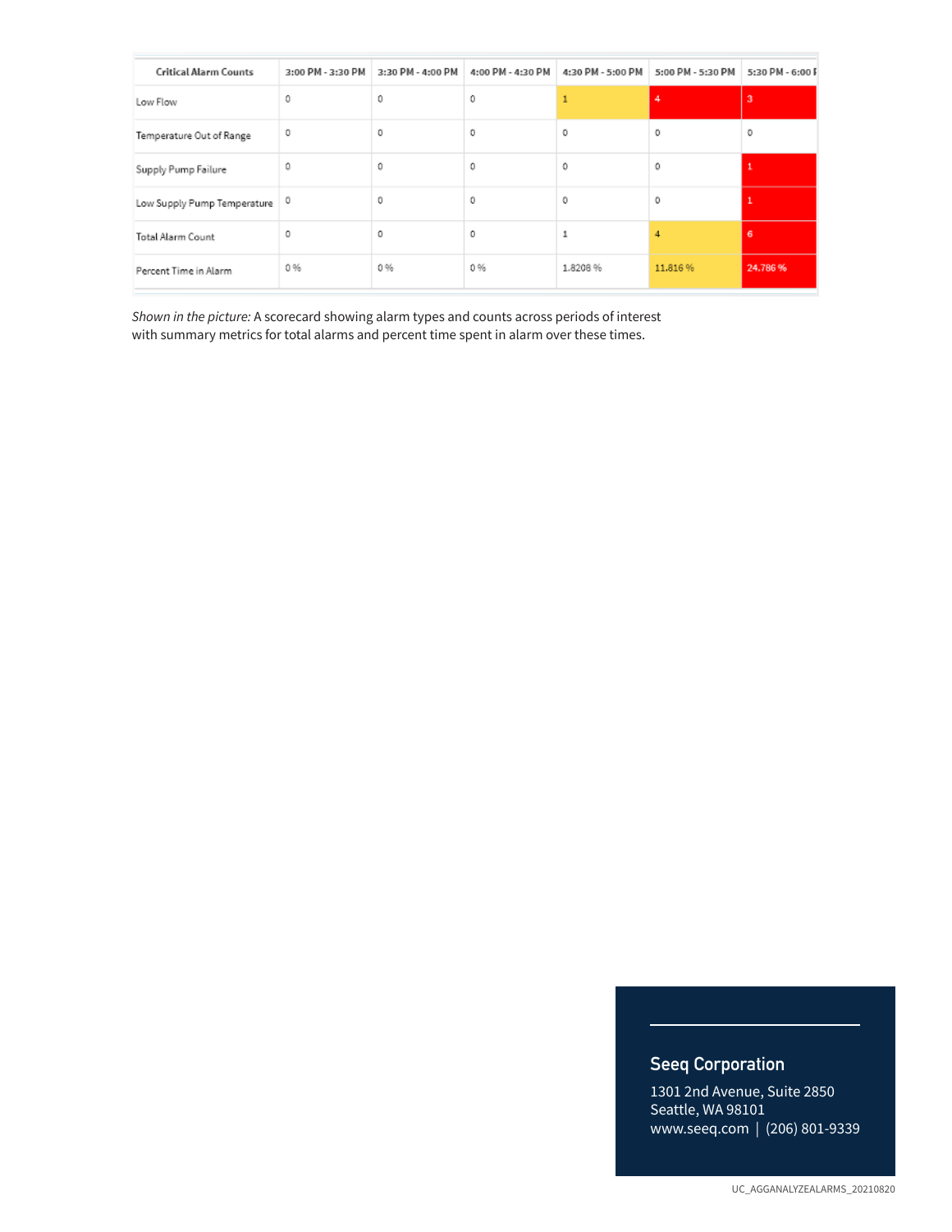| Critical Alarm Counts | 3:00 PM - 3:30 PM | 3:30 PM - 4:00 PM | 4:00 PM - 4:30 PM | 4:30 PM - 5:00 PM | 5:00 PM - 5:30 PM | 5:30 PM - 6:00 P |
|---|---|---|---|---|---|---|
| Low Flow | 0 | 0 | 0 | 1 | 4 | 3 |
| Temperature Out of Range | 0 | 0 | 0 | 0 | 0 | 0 |
| Supply Pump Failure | 0 | 0 | 0 | 0 | 0 | 1 |
| Low Supply Pump Temperature | 0 | 0 | 0 | 0 | 0 | 1 |
| Total Alarm Count | 0 | 0 | 0 | 1 | 4 | 6 |
| Percent Time in Alarm | 0 % | 0 % | 0 % | 1.8208 % | 11.816 % | 24.786 % |

*Shown in the picture:* A scorecard showing alarm types and counts across periods of interest with summary metrics for total alarms and percent time spent in alarm over these times.

**Seeq Corporation**

1301 2nd Avenue, Suite 2850
Seattle, WA 98101
www.seeq.com | (206) 801-9339

UC_AGGANALYZEALARMS_20210820